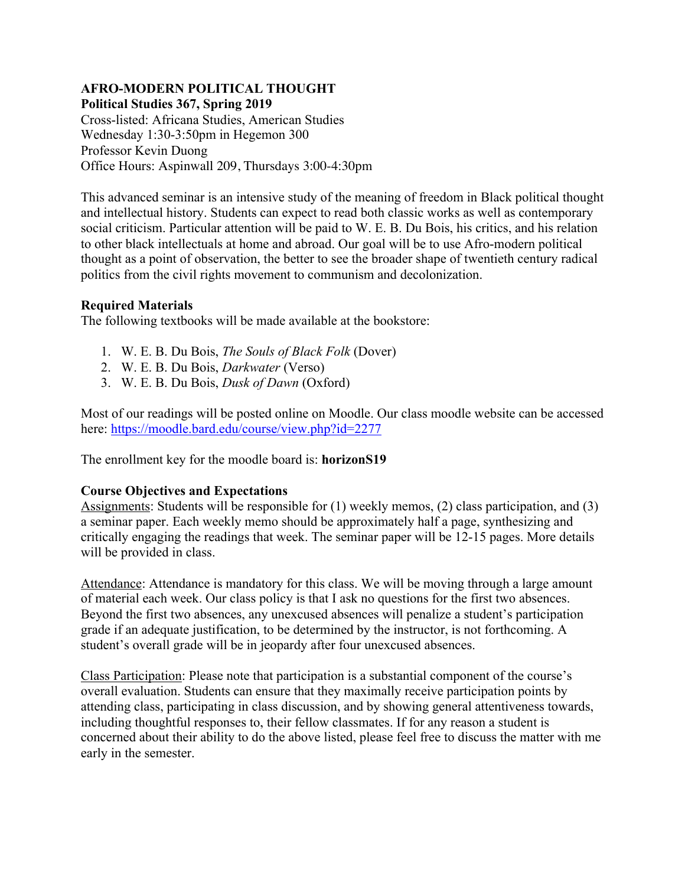# AFRO-MODERN POLITICAL THOUGHT

**Political Studies 367, Spring 2019**

Cross-listed: Africana Studies, American Studies
Wednesday 1:30-3:50pm in Hegemon 300
Professor Kevin Duong
Office Hours: Aspinwall 209, Thursdays 3:00-4:30pm

This advanced seminar is an intensive study of the meaning of freedom in Black political thought and intellectual history. Students can expect to read both classic works as well as contemporary social criticism. Particular attention will be paid to W. E. B. Du Bois, his critics, and his relation to other black intellectuals at home and abroad. Our goal will be to use Afro-modern political thought as a point of observation, the better to see the broader shape of twentieth century radical politics from the civil rights movement to communism and decolonization.

## Required Materials

The following textbooks will be made available at the bookstore:

1. W. E. B. Du Bois, *The Souls of Black Folk* (Dover)
2. W. E. B. Du Bois, *Darkwater* (Verso)
3. W. E. B. Du Bois, *Dusk of Dawn* (Oxford)

Most of our readings will be posted online on Moodle. Our class moodle website can be accessed here: [https://moodle.bard.edu/course/view.php?id=2277](https://moodle.bard.edu/course/view.php?id=2277)

The enrollment key for the moodle board is: **horizonS19**

## Course Objectives and Expectations

Assignments: Students will be responsible for (1) weekly memos, (2) class participation, and (3) a seminar paper. Each weekly memo should be approximately half a page, synthesizing and critically engaging the readings that week. The seminar paper will be 12-15 pages. More details will be provided in class.

Attendance: Attendance is mandatory for this class. We will be moving through a large amount of material each week. Our class policy is that I ask no questions for the first two absences. Beyond the first two absences, any unexcused absences will penalize a student's participation grade if an adequate justification, to be determined by the instructor, is not forthcoming. A student's overall grade will be in jeopardy after four unexcused absences.

Class Participation: Please note that participation is a substantial component of the course's overall evaluation. Students can ensure that they maximally receive participation points by attending class, participating in class discussion, and by showing general attentiveness towards, including thoughtful responses to, their fellow classmates. If for any reason a student is concerned about their ability to do the above listed, please feel free to discuss the matter with me early in the semester.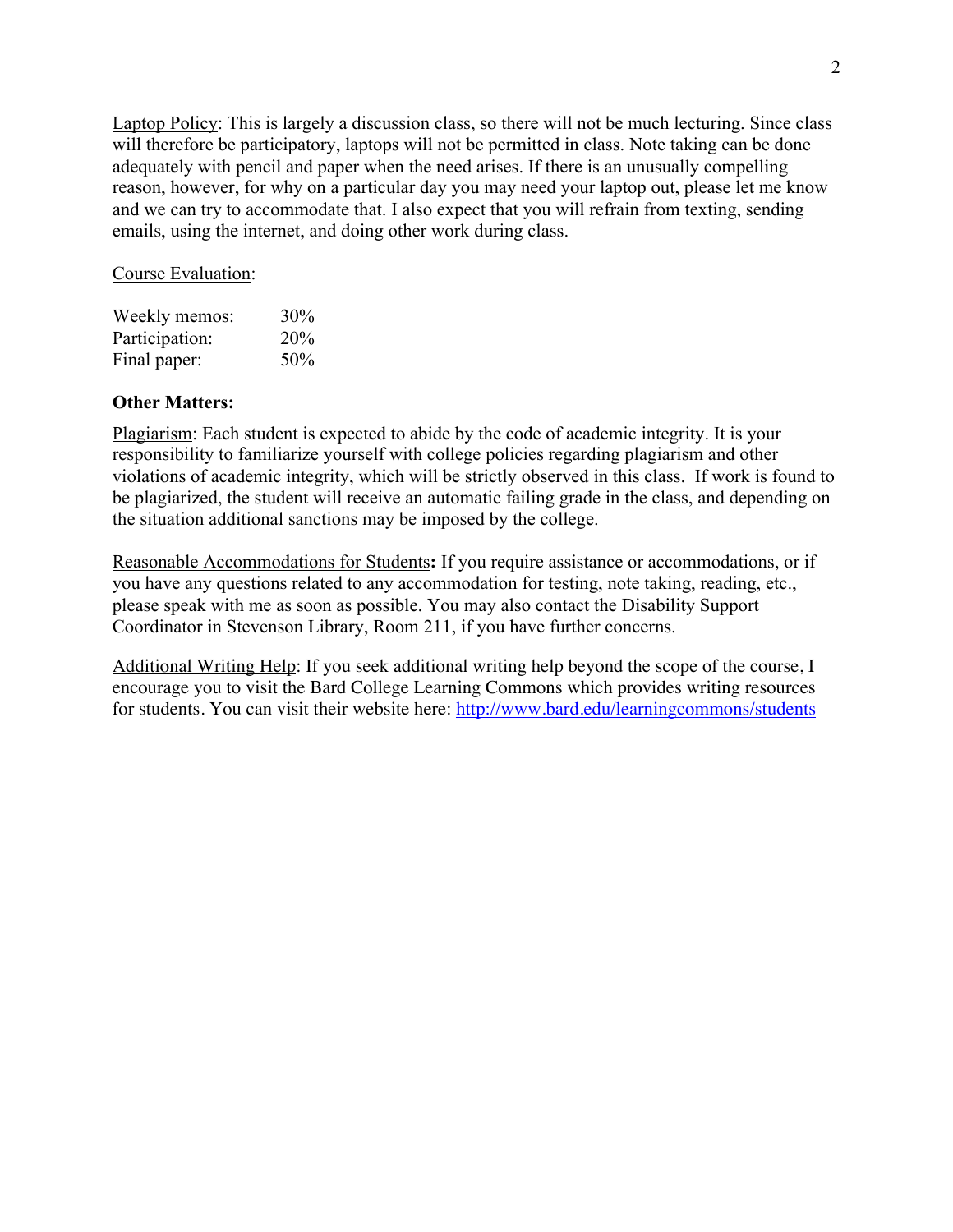Laptop Policy: This is largely a discussion class, so there will not be much lecturing. Since class will therefore be participatory, laptops will not be permitted in class. Note taking can be done adequately with pencil and paper when the need arises. If there is an unusually compelling reason, however, for why on a particular day you may need your laptop out, please let me know and we can try to accommodate that. I also expect that you will refrain from texting, sending emails, using the internet, and doing other work during class.

Course Evaluation:

| | |
|---|---|
| Weekly memos: | 30% |
| Participation: | 20% |
| Final paper: | 50% |

**Other Matters:**

Plagiarism: Each student is expected to abide by the code of academic integrity. It is your responsibility to familiarize yourself with college policies regarding plagiarism and other violations of academic integrity, which will be strictly observed in this class. If work is found to be plagiarized, the student will receive an automatic failing grade in the class, and depending on the situation additional sanctions may be imposed by the college.

Reasonable Accommodations for Students**:** If you require assistance or accommodations, or if you have any questions related to any accommodation for testing, note taking, reading, etc., please speak with me as soon as possible. You may also contact the Disability Support Coordinator in Stevenson Library, Room 211, if you have further concerns.

Additional Writing Help: If you seek additional writing help beyond the scope of the course, I encourage you to visit the Bard College Learning Commons which provides writing resources for students. You can visit their website here: http://www.bard.edu/learningcommons/students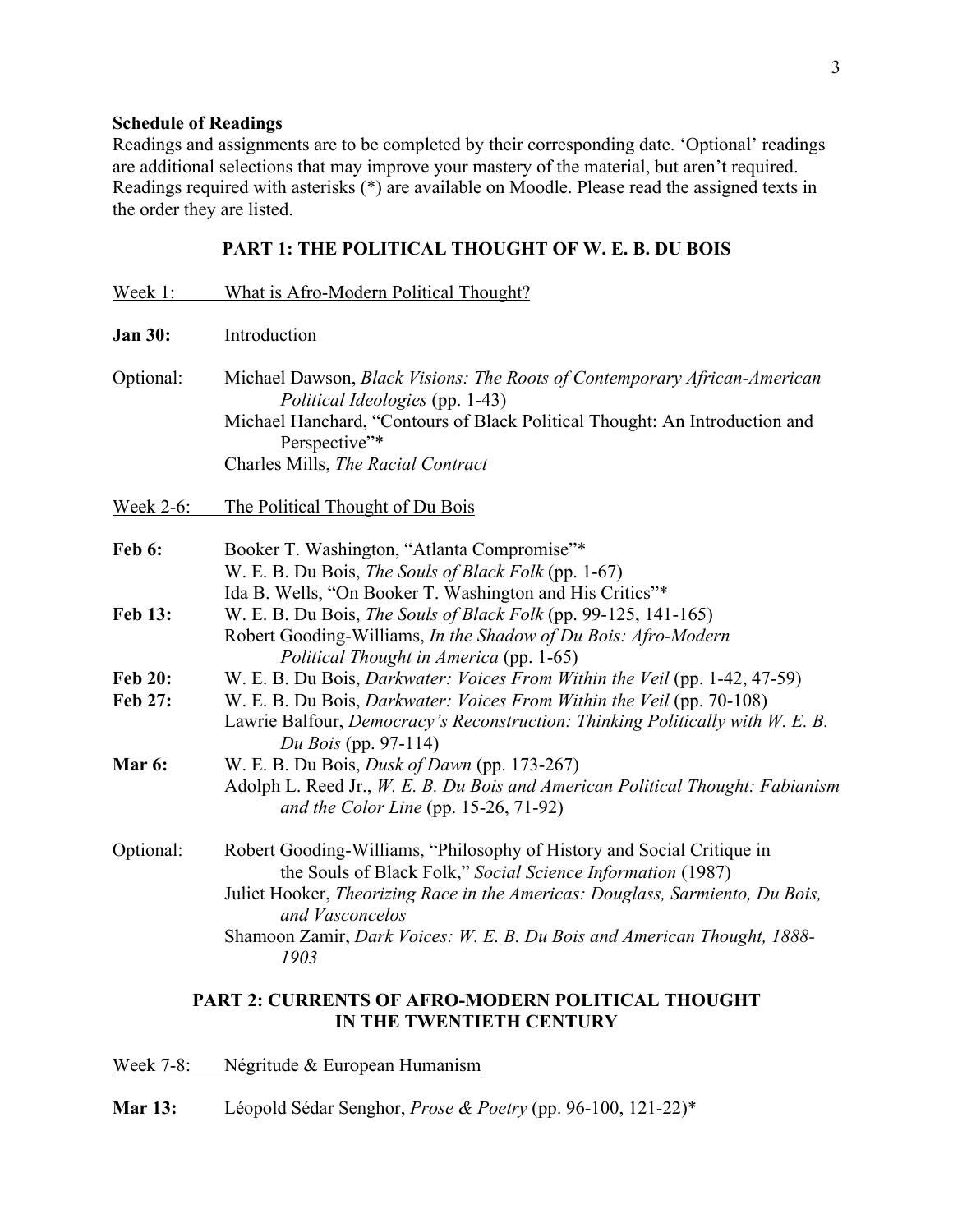**Schedule of Readings**

Readings and assignments are to be completed by their corresponding date. 'Optional' readings are additional selections that may improve your mastery of the material, but aren't required. Readings required with asterisks (*) are available on Moodle. Please read the assigned texts in the order they are listed.

## PART 1: THE POLITICAL THOUGHT OF W. E. B. DU BOIS

Week 1: What is Afro-Modern Political Thought?

**Jan 30:** Introduction

Optional:
- Michael Dawson, *Black Visions: The Roots of Contemporary African-American Political Ideologies* (pp. 1-43)
- Michael Hanchard, "Contours of Black Political Thought: An Introduction and Perspective"*
- Charles Mills, *The Racial Contract*

Week 2-6: The Political Thought of Du Bois

**Feb 6:**
- Booker T. Washington, "Atlanta Compromise"*
- W. E. B. Du Bois, *The Souls of Black Folk* (pp. 1-67)
- Ida B. Wells, "On Booker T. Washington and His Critics"*

**Feb 13:**
- W. E. B. Du Bois, *The Souls of Black Folk* (pp. 99-125, 141-165)
- Robert Gooding-Williams, *In the Shadow of Du Bois: Afro-Modern Political Thought in America* (pp. 1-65)

**Feb 20:**
- W. E. B. Du Bois, *Darkwater: Voices From Within the Veil* (pp. 1-42, 47-59)

**Feb 27:**
- W. E. B. Du Bois, *Darkwater: Voices From Within the Veil* (pp. 70-108)
- Lawrie Balfour, *Democracy's Reconstruction: Thinking Politically with W. E. B. Du Bois* (pp. 97-114)

**Mar 6:**
- W. E. B. Du Bois, *Dusk of Dawn* (pp. 173-267)
- Adolph L. Reed Jr., *W. E. B. Du Bois and American Political Thought: Fabianism and the Color Line* (pp. 15-26, 71-92)

Optional:
- Robert Gooding-Williams, "Philosophy of History and Social Critique in the Souls of Black Folk," *Social Science Information* (1987)
- Juliet Hooker, *Theorizing Race in the Americas: Douglass, Sarmiento, Du Bois, and Vasconcelos*
- Shamoon Zamir, *Dark Voices: W. E. B. Du Bois and American Thought, 1888-1903*

## PART 2: CURRENTS OF AFRO-MODERN POLITICAL THOUGHT IN THE TWENTIETH CENTURY

Week 7-8: Négritude & European Humanism

**Mar 13:**
- Léopold Sédar Senghor, *Prose & Poetry* (pp. 96-100, 121-22)*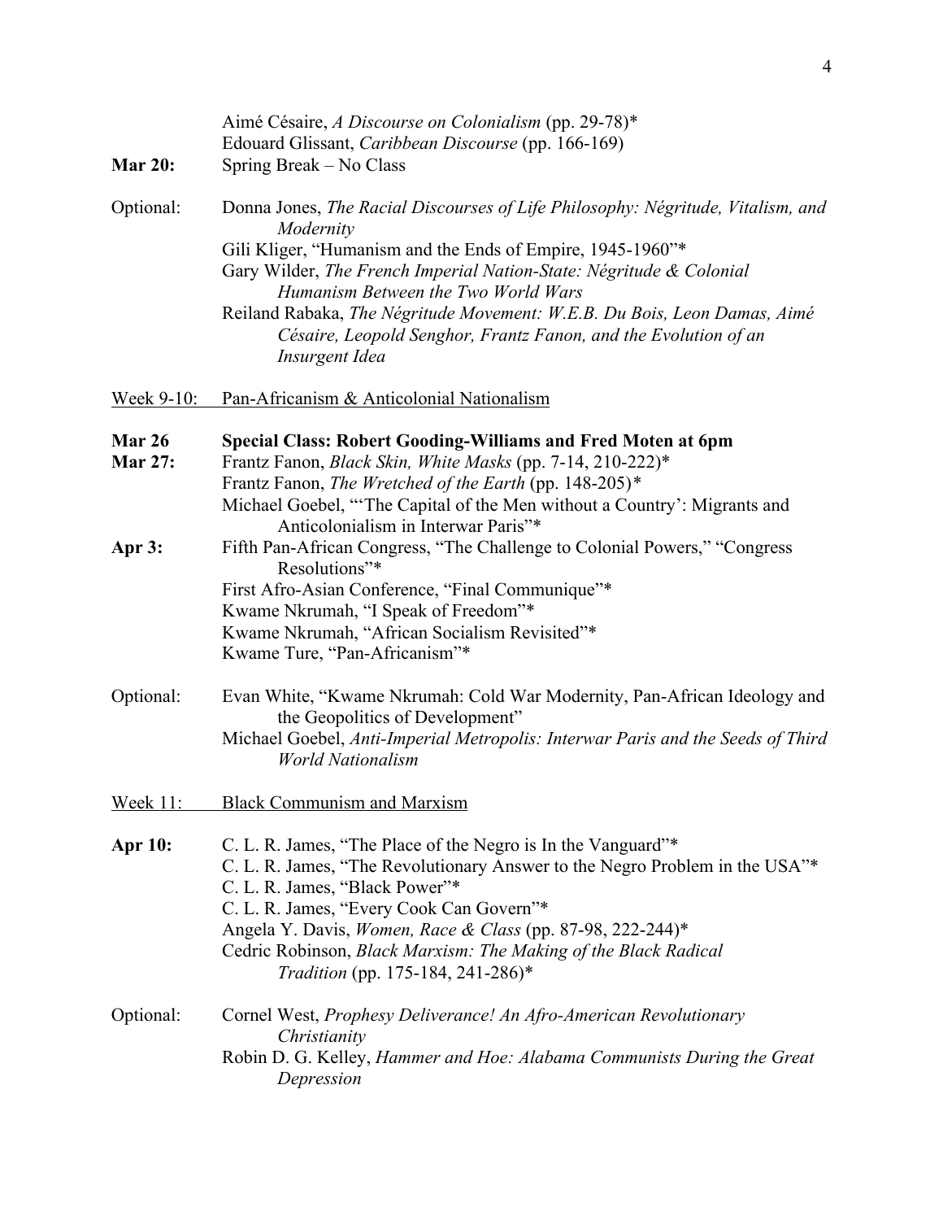Aimé Césaire, *A Discourse on Colonialism* (pp. 29-78)*
Edouard Glissant, *Caribbean Discourse* (pp. 166-169)

**Mar 20:** Spring Break – No Class

Optional:
Donna Jones, *The Racial Discourses of Life Philosophy: Négritude, Vitalism, and Modernity*
Gili Kliger, "Humanism and the Ends of Empire, 1945-1960"*
Gary Wilder, *The French Imperial Nation-State: Négritude & Colonial Humanism Between the Two World Wars*
Reiland Rabaka, *The Négritude Movement: W.E.B. Du Bois, Leon Damas, Aimé Césaire, Leopold Senghor, Frantz Fanon, and the Evolution of an Insurgent Idea*

Week 9-10: Pan-Africanism & Anticolonial Nationalism

**Mar 26** **Special Class: Robert Gooding-Williams and Fred Moten at 6pm**

**Mar 27:**
Frantz Fanon, *Black Skin, White Masks* (pp. 7-14, 210-222)*
Frantz Fanon, *The Wretched of the Earth* (pp. 148-205)*
Michael Goebel, "'The Capital of the Men without a Country': Migrants and Anticolonialism in Interwar Paris"*

**Apr 3:**
Fifth Pan-African Congress, "The Challenge to Colonial Powers," "Congress Resolutions"*
First Afro-Asian Conference, "Final Communique"*
Kwame Nkrumah, "I Speak of Freedom"*
Kwame Nkrumah, "African Socialism Revisited"*
Kwame Ture, "Pan-Africanism"*

Optional:
Evan White, "Kwame Nkrumah: Cold War Modernity, Pan-African Ideology and the Geopolitics of Development"
Michael Goebel, *Anti-Imperial Metropolis: Interwar Paris and the Seeds of Third World Nationalism*

Week 11: Black Communism and Marxism

**Apr 10:**
C. L. R. James, "The Place of the Negro is In the Vanguard"*
C. L. R. James, "The Revolutionary Answer to the Negro Problem in the USA"*
C. L. R. James, "Black Power"*
C. L. R. James, "Every Cook Can Govern"*
Angela Y. Davis, *Women, Race & Class* (pp. 87-98, 222-244)*
Cedric Robinson, *Black Marxism: The Making of the Black Radical Tradition* (pp. 175-184, 241-286)*

Optional:
Cornel West, *Prophesy Deliverance! An Afro-American Revolutionary Christianity*
Robin D. G. Kelley, *Hammer and Hoe: Alabama Communists During the Great Depression*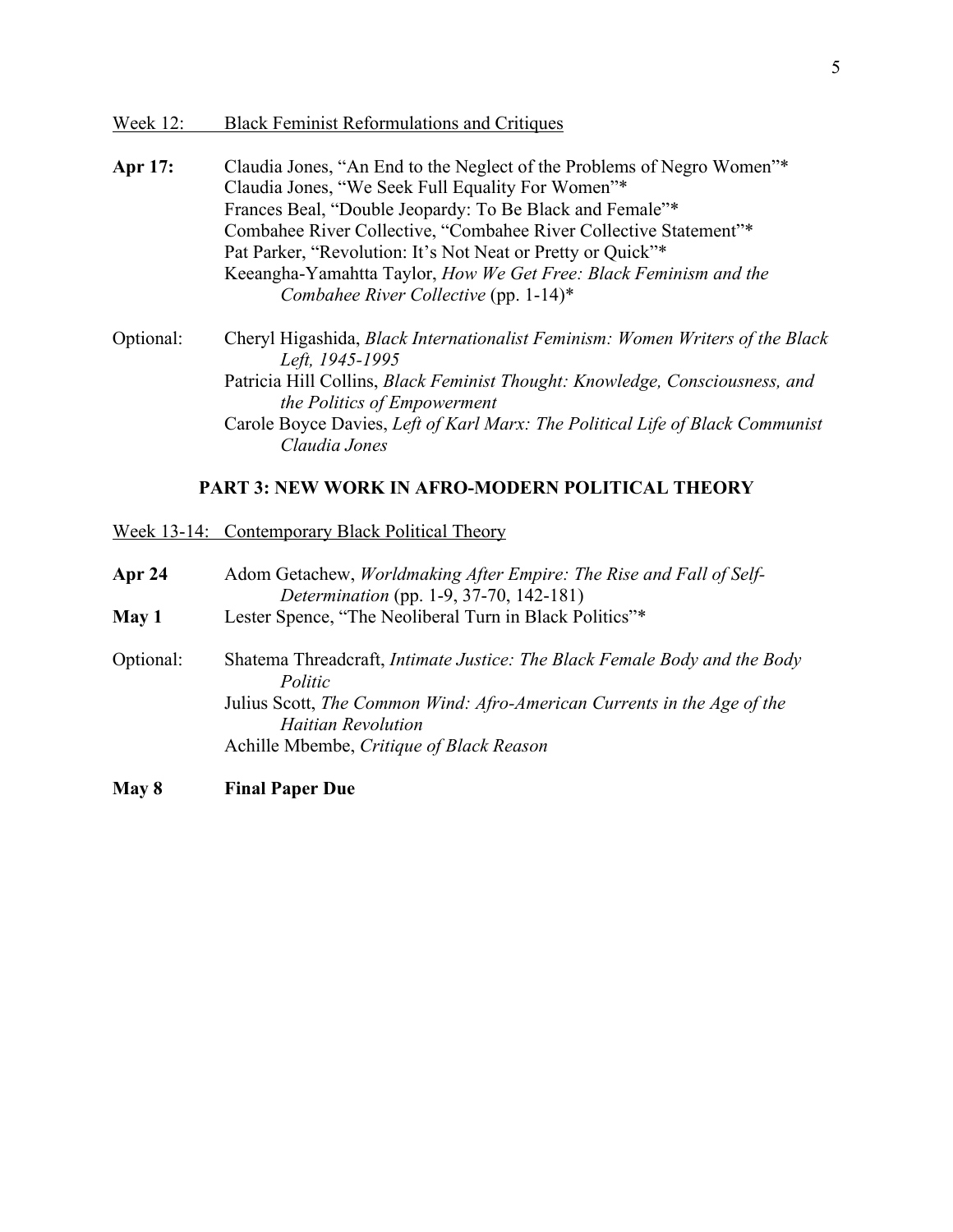Week 12: Black Feminist Reformulations and Critiques

**Apr 17:** Claudia Jones, "An End to the Neglect of the Problems of Negro Women"*
Claudia Jones, "We Seek Full Equality For Women"*
Frances Beal, "Double Jeopardy: To Be Black and Female"*
Combahee River Collective, "Combahee River Collective Statement"*
Pat Parker, "Revolution: It's Not Neat or Pretty or Quick"*
Keeangha-Yamahtta Taylor, *How We Get Free: Black Feminism and the Combahee River Collective* (pp. 1-14)*

Optional: Cheryl Higashida, *Black Internationalist Feminism: Women Writers of the Black Left, 1945-1995*
Patricia Hill Collins, *Black Feminist Thought: Knowledge, Consciousness, and the Politics of Empowerment*
Carole Boyce Davies, *Left of Karl Marx: The Political Life of Black Communist Claudia Jones*

## PART 3: NEW WORK IN AFRO-MODERN POLITICAL THEORY

Week 13-14: Contemporary Black Political Theory

**Apr 24** Adom Getachew, *Worldmaking After Empire: The Rise and Fall of Self-Determination* (pp. 1-9, 37-70, 142-181)

**May 1** Lester Spence, "The Neoliberal Turn in Black Politics"*

Optional: Shatema Threadcraft, *Intimate Justice: The Black Female Body and the Body Politic*
Julius Scott, *The Common Wind: Afro-American Currents in the Age of the Haitian Revolution*
Achille Mbembe, *Critique of Black Reason*

**May 8** **Final Paper Due**